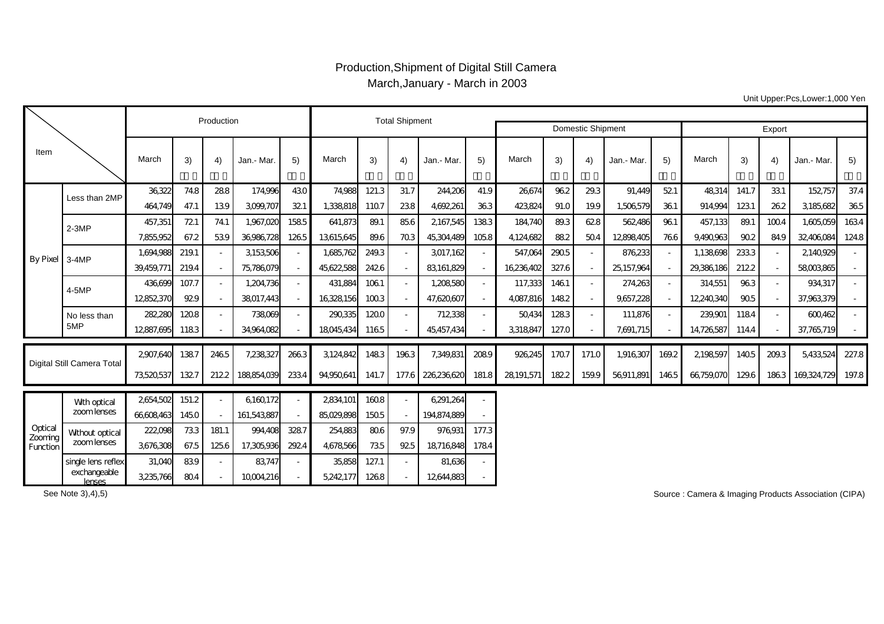# Production,Shipment of Digital Still Camera

## March,January - March in 2003

Unit Upper:Pcs,Lower:1,000 Yen

| Item | | Production | | | | | Total Shipment | | | | | Domestic Shipment | | | | | Export | | | | |
|---|---|---|---|---|---|---|---|---|---|---|---|---|---|---|---|---|---|---|---|---|---|
| | | March | 3) | 4) | Jan.- Mar. | 5) | March | 3) | 4) | Jan.- Mar. | 5) | March | 3) | 4) | Jan.- Mar. | 5) | March | 3) | 4) | Jan.- Mar. | 5) |
| By Pixel | Less than 2MP | 36,322 | 74.8 | 28.8 | 174,996 | 43.0 | 74,988 | 121.3 | 31.7 | 244,206 | 41.9 | 26,674 | 96.2 | 29.3 | 91,449 | 52.1 | 48,314 | 141.7 | 33.1 | 152,757 | 37.4 |
| | | 464,749 | 47.1 | 13.9 | 3,099,707 | 32.1 | 1,338,818 | 110.7 | 23.8 | 4,692,261 | 36.3 | 423,824 | 91.0 | 19.9 | 1,506,579 | 36.1 | 914,994 | 123.1 | 26.2 | 3,185,682 | 36.5 |
| | 2-3MP | 457,351 | 72.1 | 74.1 | 1,967,020 | 158.5 | 641,873 | 89.1 | 85.6 | 2,167,545 | 138.3 | 184,740 | 89.3 | 62.8 | 562,486 | 96.1 | 457,133 | 89.1 | 100.4 | 1,605,059 | 163.4 |
| | | 7,855,952 | 67.2 | 53.9 | 36,986,728 | 126.5 | 13,615,645 | 89.6 | 70.3 | 45,304,489 | 105.8 | 4,124,682 | 88.2 | 50.4 | 12,898,405 | 76.6 | 9,490,963 | 90.2 | 84.9 | 32,406,084 | 124.8 |
| | 3-4MP | 1,694,988 | 219.1 | - | 3,153,506 | - | 1,685,762 | 249.3 | - | 3,017,162 | - | 547,064 | 290.5 | - | 876,233 | - | 1,138,698 | 233.3 | - | 2,140,929 | - |
| | | 39,459,771 | 219.4 | - | 75,786,079 | - | 45,622,588 | 242.6 | - | 83,161,829 | - | 16,236,402 | 327.6 | - | 25,157,964 | - | 29,386,186 | 212.2 | - | 58,003,865 | - |
| | 4-5MP | 436,699 | 107.7 | - | 1,204,736 | - | 431,884 | 106.1 | - | 1,208,580 | - | 117,333 | 146.1 | - | 274,263 | - | 314,551 | 96.3 | - | 934,317 | - |
| | | 12,852,370 | 92.9 | - | 38,017,443 | - | 16,328,156 | 100.3 | - | 47,620,607 | - | 4,087,816 | 148.2 | - | 9,657,228 | - | 12,240,340 | 90.5 | - | 37,963,379 | - |
| | No less than 5MP | 282,280 | 120.8 | - | 738,069 | - | 290,335 | 120.0 | - | 712,338 | - | 50,434 | 128.3 | - | 111,876 | - | 239,901 | 118.4 | - | 600,462 | - |
| | | 12,887,695 | 118.3 | - | 34,964,082 | - | 18,045,434 | 116.5 | - | 45,457,434 | - | 3,318,847 | 127.0 | - | 7,691,715 | - | 14,726,587 | 114.4 | - | 37,765,719 | - |
| Digital Still Camera Total | | 2,907,640 | 138.7 | 246.5 | 7,238,327 | 266.3 | 3,124,842 | 148.3 | 196.3 | 7,349,831 | 208.9 | 926,245 | 170.7 | 171.0 | 1,916,307 | 169.2 | 2,198,597 | 140.5 | 209.3 | 5,433,524 | 227.8 |
| | | 73,520,537 | 132.7 | 212.2 | 188,854,039 | 233.4 | 94,950,641 | 141.7 | 177.6 | 226,236,620 | 181.8 | 28,191,571 | 182.2 | 159.9 | 56,911,891 | 146.5 | 66,759,070 | 129.6 | 186.3 | 169,324,729 | 197.8 |
| Optical Zooming Function | With optical zoom lenses | 2,654,502 | 151.2 | - | 6,160,172 | - | 2,834,101 | 160.8 | - | 6,291,264 | - | | | | | | | | | | |
| | | 66,608,463 | 145.0 | - | 161,543,887 | - | 85,029,898 | 150.5 | - | 194,874,889 | - | | | | | | | | | | |
| | Without optical zoom lenses | 222,098 | 73.3 | 181.1 | 994,408 | 328.7 | 254,883 | 80.6 | 97.9 | 976,931 | 177.3 | | | | | | | | | | |
| | | 3,676,308 | 67.5 | 125.6 | 17,305,936 | 292.4 | 4,678,566 | 73.5 | 92.5 | 18,716,848 | 178.4 | | | | | | | | | | |
| | single lens reflex exchangeable lenses | 31,040 | 83.9 | - | 83,747 | - | 35,858 | 127.1 | - | 81,636 | - | | | | | | | | | | |
| | | 3,235,766 | 80.4 | - | 10,004,216 | - | 5,242,177 | 126.8 | - | 12,644,883 | - | | | | | | | | | | |

See Note 3),4),5)

Source : Camera & Imaging Products Association (CIPA)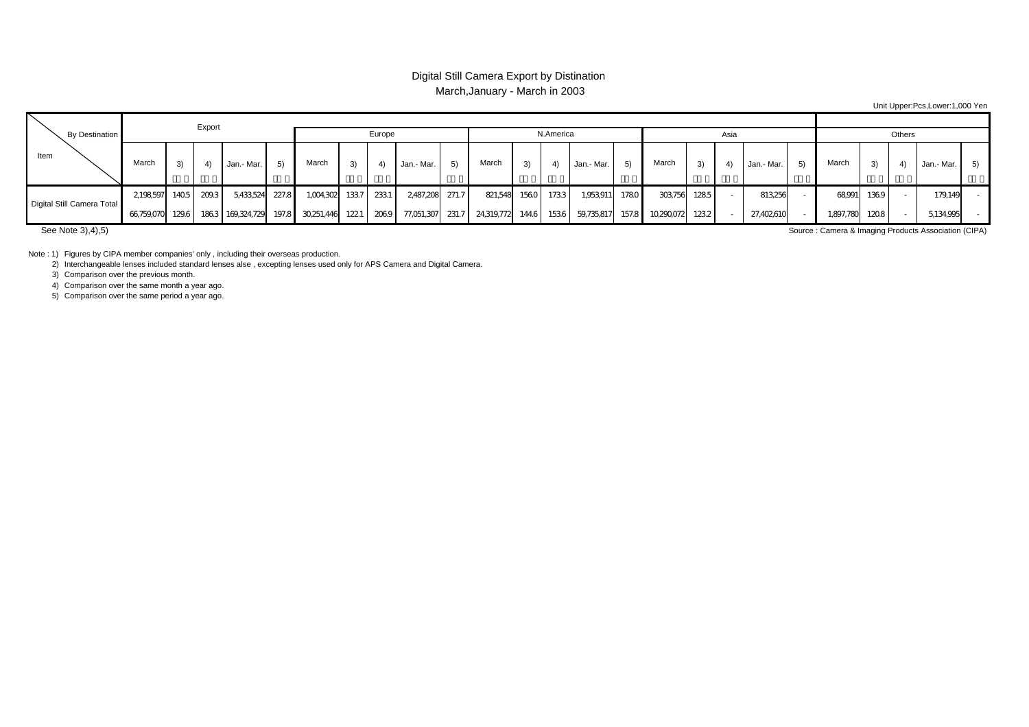Digital Still Camera Export by Distination

March,January - March in 2003

Unit Upper:Pcs,Lower:1,000 Yen

| By Destination / Item | Export | | | | | Europe | | | | | N.America | | | | | Asia | | | | | Others | | | | |
|---|---|---|---|---|---|---|---|---|---|---|---|---|---|---|---|---|---|---|---|---|---|---|---|---|---|
| | March | 3) | 4) | Jan.- Mar. | 5) | March | 3) | 4) | Jan.- Mar. | 5) | March | 3) | 4) | Jan.- Mar. | 5) | March | 3) | 4) | Jan.- Mar. | 5) | March | 3) | 4) | Jan.- Mar. | 5) |
| Digital Still Camera Total | 2,198,597 | 140.5 | 209.3 | 5,433,524 | 227.8 | 1,004,302 | 133.7 | 233.1 | 2,487,208 | 271.7 | 821,548 | 156.0 | 173.3 | 1,953,911 | 178.0 | 303,756 | 128.5 | - | 813,256 | - | 68,991 | 136.9 | - | 179,149 | - |
| | 66,759,070 | 129.6 | 186.3 | 169,324,729 | 197.8 | 30,251,446 | 122.1 | 206.9 | 77,051,307 | 231.7 | 24,319,772 | 144.6 | 153.6 | 59,735,817 | 157.8 | 10,290,072 | 123.2 | - | 27,402,610 | - | 1,897,780 | 120.8 | - | 5,134,995 | - |

See Note 3),4),5)

Source : Camera & Imaging Products Association (CIPA)

Note : 1) Figures by CIPA member companies' only , including their overseas production.

2) Interchangeable lenses included standard lenses alse , excepting lenses used only for APS Camera and Digital Camera.

3) Comparison over the previous month.

4) Comparison over the same month a year ago.

5) Comparison over the same period a year ago.